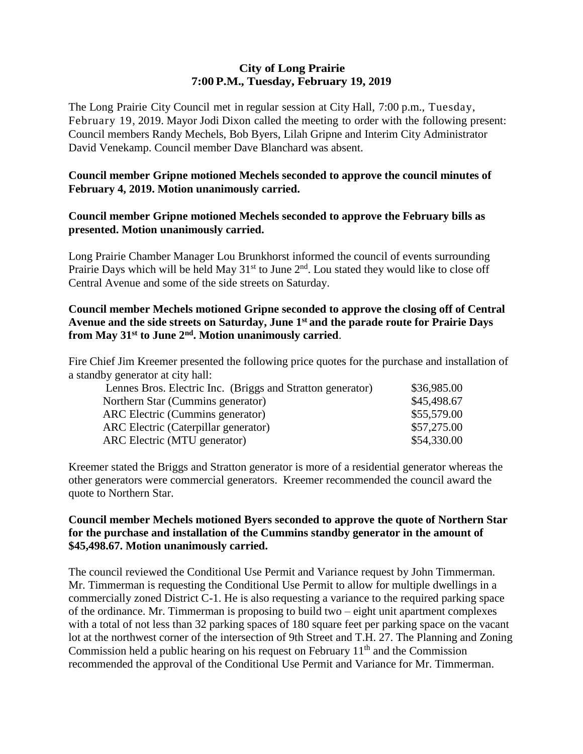**City of Long Prairie**
**7:00 P.M., Tuesday, February 19, 2019**

The Long Prairie City Council met in regular session at City Hall, 7:00 p.m., Tuesday, February 19, 2019. Mayor Jodi Dixon called the meeting to order with the following present: Council members Randy Mechels, Bob Byers, Lilah Gripne and Interim City Administrator David Venekamp. Council member Dave Blanchard was absent.

**Council member Gripne motioned Mechels seconded to approve the council minutes of February 4, 2019. Motion unanimously carried.**

**Council member Gripne motioned Mechels seconded to approve the February bills as presented. Motion unanimously carried.**

Long Prairie Chamber Manager Lou Brunkhorst informed the council of events surrounding Prairie Days which will be held May 31st to June 2nd. Lou stated they would like to close off Central Avenue and some of the side streets on Saturday.

**Council member Mechels motioned Gripne seconded to approve the closing off of Central Avenue and the side streets on Saturday, June 1st and the parade route for Prairie Days from May 31st to June 2nd. Motion unanimously carried**.

Fire Chief Jim Kreemer presented the following price quotes for the purchase and installation of a standby generator at city hall:

| | |
|---|---|
| Lennes Bros. Electric Inc. (Briggs and Stratton generator) | \$36,985.00 |
| Northern Star (Cummins generator) | \$45,498.67 |
| ARC Electric (Cummins generator) | \$55,579.00 |
| ARC Electric (Caterpillar generator) | \$57,275.00 |
| ARC Electric (MTU generator) | \$54,330.00 |

Kreemer stated the Briggs and Stratton generator is more of a residential generator whereas the other generators were commercial generators. Kreemer recommended the council award the quote to Northern Star.

**Council member Mechels motioned Byers seconded to approve the quote of Northern Star for the purchase and installation of the Cummins standby generator in the amount of \$45,498.67. Motion unanimously carried.**

The council reviewed the Conditional Use Permit and Variance request by John Timmerman. Mr. Timmerman is requesting the Conditional Use Permit to allow for multiple dwellings in a commercially zoned District C-1. He is also requesting a variance to the required parking space of the ordinance. Mr. Timmerman is proposing to build two – eight unit apartment complexes with a total of not less than 32 parking spaces of 180 square feet per parking space on the vacant lot at the northwest corner of the intersection of 9th Street and T.H. 27. The Planning and Zoning Commission held a public hearing on his request on February 11th and the Commission recommended the approval of the Conditional Use Permit and Variance for Mr. Timmerman.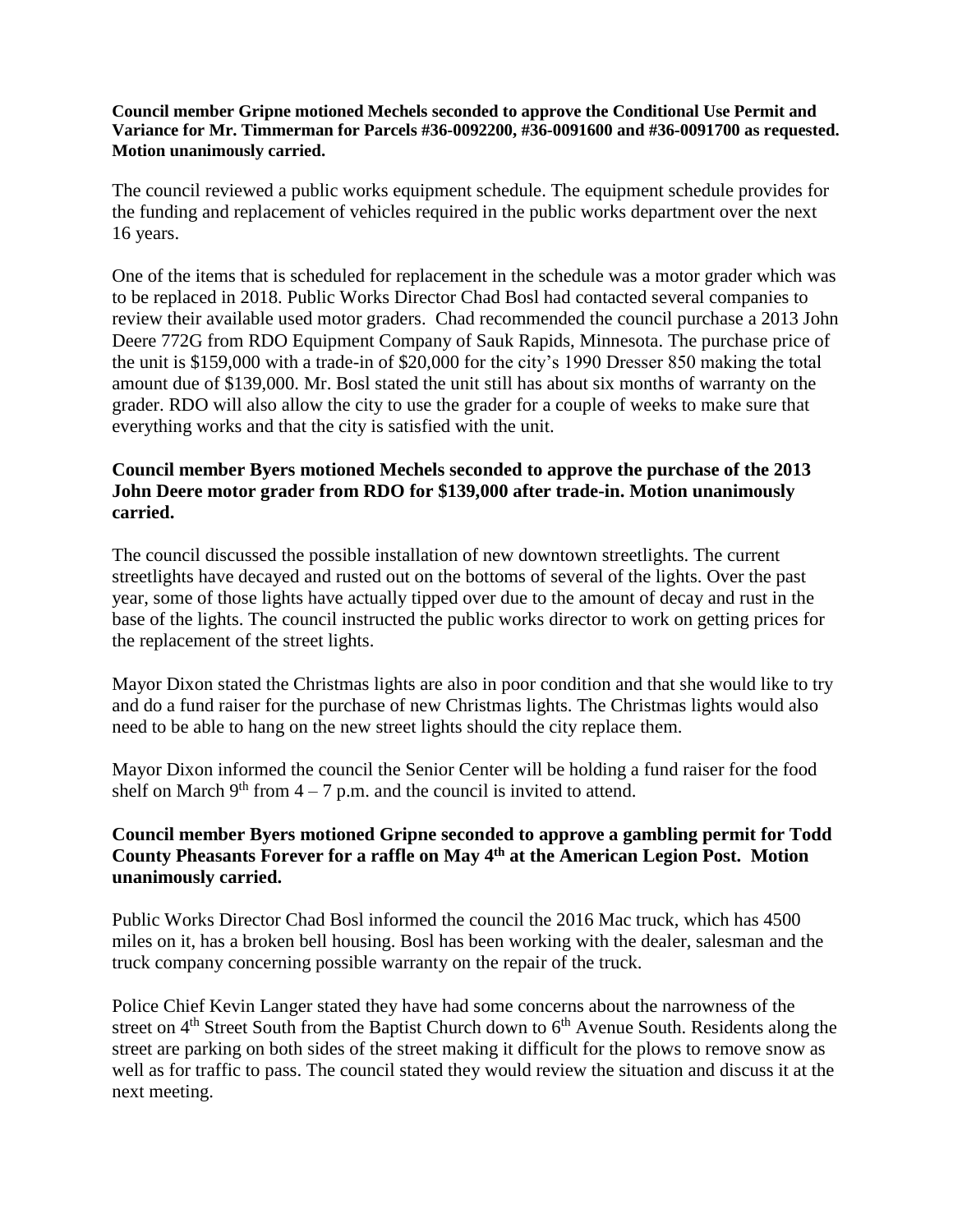**Council member Gripne motioned Mechels seconded to approve the Conditional Use Permit and Variance for Mr. Timmerman for Parcels #36-0092200, #36-0091600 and #36-0091700 as requested. Motion unanimously carried.**

The council reviewed a public works equipment schedule. The equipment schedule provides for the funding and replacement of vehicles required in the public works department over the next 16 years.

One of the items that is scheduled for replacement in the schedule was a motor grader which was to be replaced in 2018. Public Works Director Chad Bosl had contacted several companies to review their available used motor graders. Chad recommended the council purchase a 2013 John Deere 772G from RDO Equipment Company of Sauk Rapids, Minnesota. The purchase price of the unit is $159,000 with a trade-in of $20,000 for the city's 1990 Dresser 850 making the total amount due of $139,000. Mr. Bosl stated the unit still has about six months of warranty on the grader. RDO will also allow the city to use the grader for a couple of weeks to make sure that everything works and that the city is satisfied with the unit.

**Council member Byers motioned Mechels seconded to approve the purchase of the 2013 John Deere motor grader from RDO for $139,000 after trade-in. Motion unanimously carried.**

The council discussed the possible installation of new downtown streetlights. The current streetlights have decayed and rusted out on the bottoms of several of the lights. Over the past year, some of those lights have actually tipped over due to the amount of decay and rust in the base of the lights. The council instructed the public works director to work on getting prices for the replacement of the street lights.

Mayor Dixon stated the Christmas lights are also in poor condition and that she would like to try and do a fund raiser for the purchase of new Christmas lights. The Christmas lights would also need to be able to hang on the new street lights should the city replace them.

Mayor Dixon informed the council the Senior Center will be holding a fund raiser for the food shelf on March 9th from 4 – 7 p.m. and the council is invited to attend.

**Council member Byers motioned Gripne seconded to approve a gambling permit for Todd County Pheasants Forever for a raffle on May 4th at the American Legion Post. Motion unanimously carried.**

Public Works Director Chad Bosl informed the council the 2016 Mac truck, which has 4500 miles on it, has a broken bell housing. Bosl has been working with the dealer, salesman and the truck company concerning possible warranty on the repair of the truck.

Police Chief Kevin Langer stated they have had some concerns about the narrowness of the street on 4th Street South from the Baptist Church down to 6th Avenue South. Residents along the street are parking on both sides of the street making it difficult for the plows to remove snow as well as for traffic to pass. The council stated they would review the situation and discuss it at the next meeting.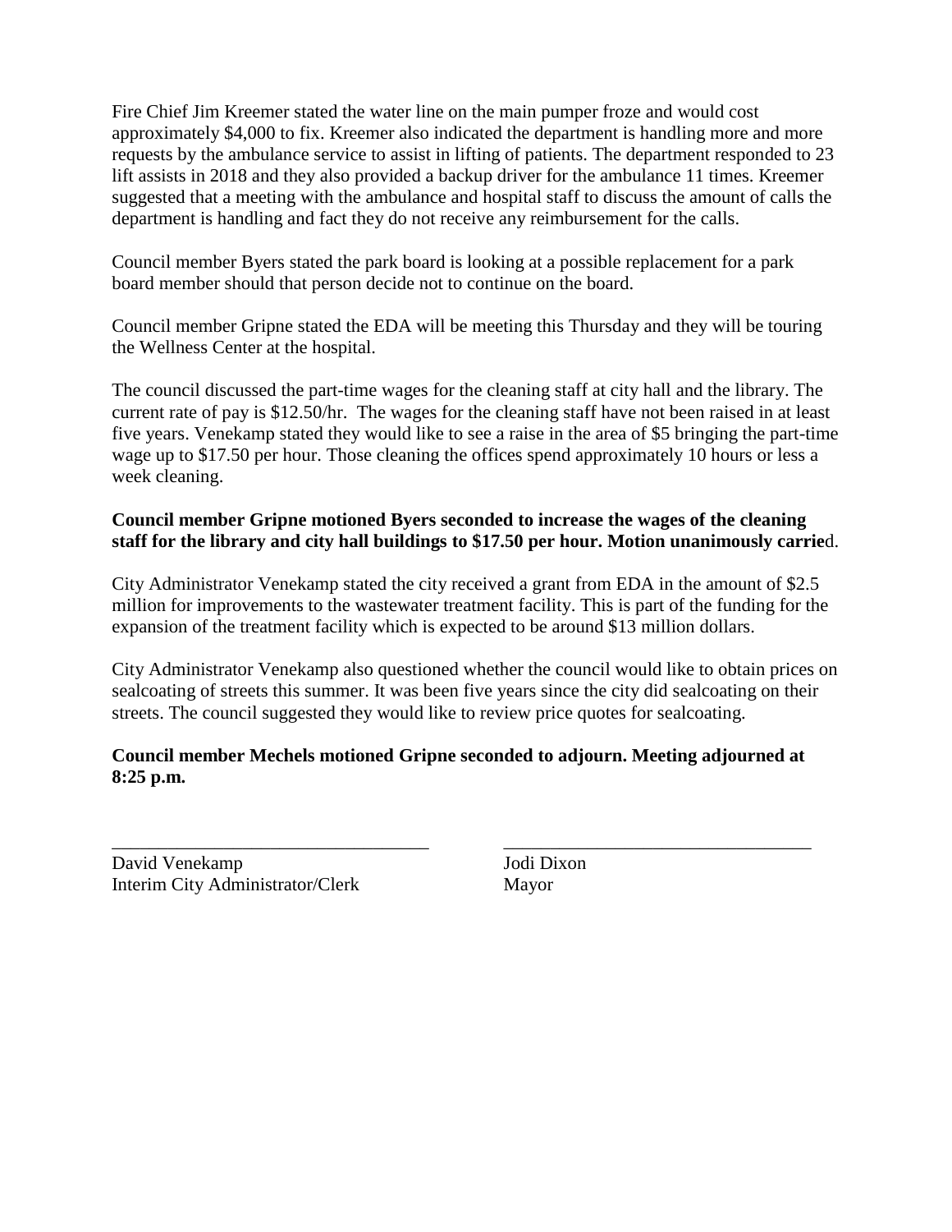Fire Chief Jim Kreemer stated the water line on the main pumper froze and would cost approximately $4,000 to fix. Kreemer also indicated the department is handling more and more requests by the ambulance service to assist in lifting of patients. The department responded to 23 lift assists in 2018 and they also provided a backup driver for the ambulance 11 times. Kreemer suggested that a meeting with the ambulance and hospital staff to discuss the amount of calls the department is handling and fact they do not receive any reimbursement for the calls.

Council member Byers stated the park board is looking at a possible replacement for a park board member should that person decide not to continue on the board.

Council member Gripne stated the EDA will be meeting this Thursday and they will be touring the Wellness Center at the hospital.

The council discussed the part-time wages for the cleaning staff at city hall and the library. The current rate of pay is $12.50/hr. The wages for the cleaning staff have not been raised in at least five years. Venekamp stated they would like to see a raise in the area of $5 bringing the part-time wage up to $17.50 per hour. Those cleaning the offices spend approximately 10 hours or less a week cleaning.

**Council member Gripne motioned Byers seconded to increase the wages of the cleaning staff for the library and city hall buildings to $17.50 per hour. Motion unanimously carrie**d.

City Administrator Venekamp stated the city received a grant from EDA in the amount of $2.5 million for improvements to the wastewater treatment facility. This is part of the funding for the expansion of the treatment facility which is expected to be around $13 million dollars.

City Administrator Venekamp also questioned whether the council would like to obtain prices on sealcoating of streets this summer. It was been five years since the city did sealcoating on their streets. The council suggested they would like to review price quotes for sealcoating.

**Council member Mechels motioned Gripne seconded to adjourn. Meeting adjourned at 8:25 p.m.**

\_\_\_\_\_\_\_\_\_\_\_\_\_\_\_\_\_\_\_\_\_\_\_\_\_\_\_\_\_\_\_\_\_\_\_ \_\_\_\_\_\_\_\_\_\_\_\_\_\_\_\_\_\_\_\_\_\_\_\_\_\_\_\_\_\_\_\_\_\_

David Venekamp
Interim City Administrator/Clerk

Jodi Dixon
Mayor